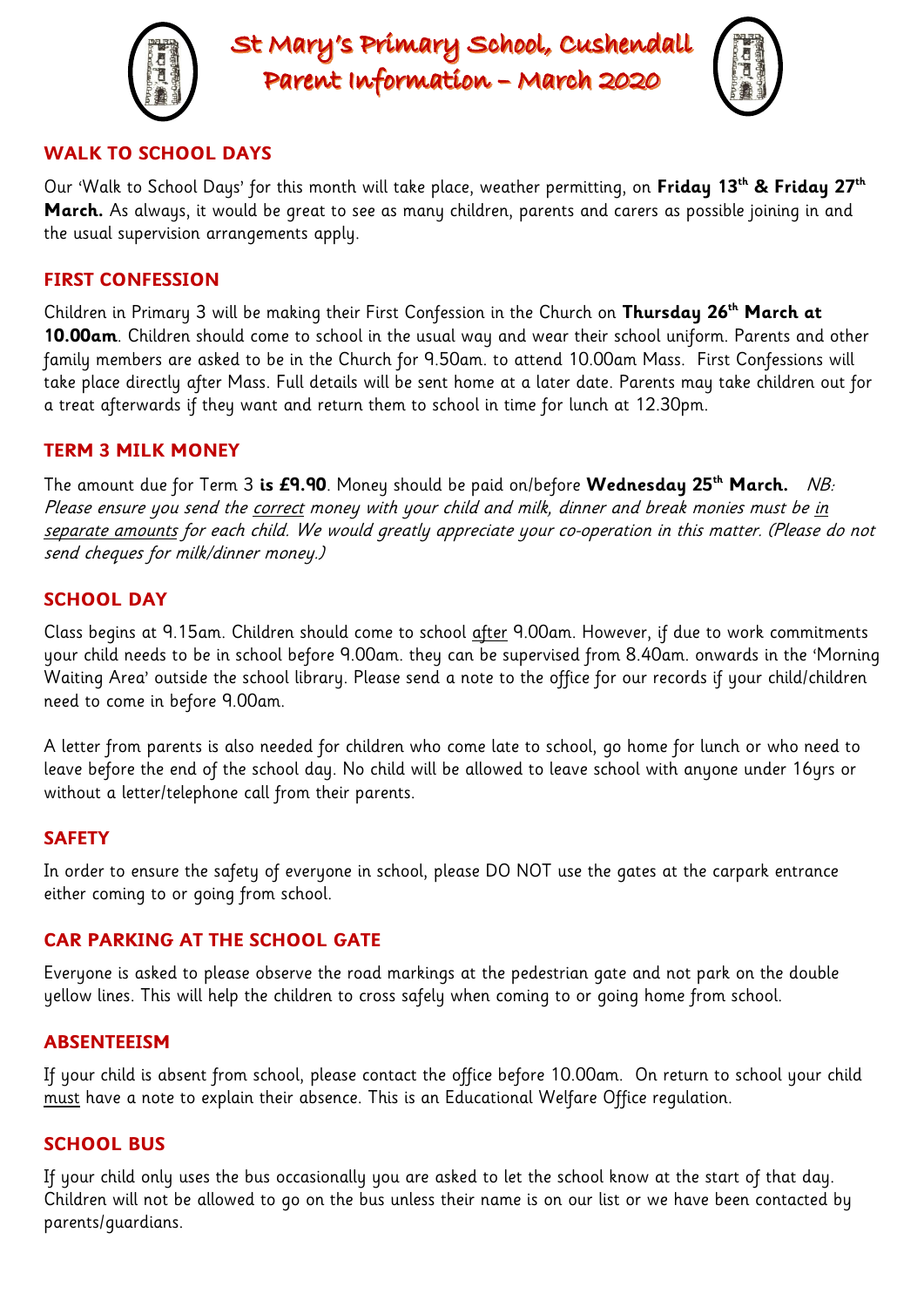# St Mary's Primary School, Cushendall
# Parent Information – March 2020

## WALK TO SCHOOL DAYS

Our 'Walk to School Days' for this month will take place, weather permitting, on **Friday 13th & Friday 27th March.** As always, it would be great to see as many children, parents and carers as possible joining in and the usual supervision arrangements apply.

## FIRST CONFESSION

Children in Primary 3 will be making their First Confession in the Church on **Thursday 26th March at 10.00am**. Children should come to school in the usual way and wear their school uniform. Parents and other family members are asked to be in the Church for 9.50am. to attend 10.00am Mass. First Confessions will take place directly after Mass. Full details will be sent home at a later date. Parents may take children out for a treat afterwards if they want and return them to school in time for lunch at 12.30pm.

## TERM 3 MILK MONEY

The amount due for Term 3 **is £9.90**. Money should be paid on/before **Wednesday 25th March.** *NB: Please ensure you send the correct money with your child and milk, dinner and break monies must be in separate amounts for each child. We would greatly appreciate your co-operation in this matter. (Please do not send cheques for milk/dinner money.)*

## SCHOOL DAY

Class begins at 9.15am. Children should come to school after 9.00am. However, if due to work commitments your child needs to be in school before 9.00am. they can be supervised from 8.40am. onwards in the 'Morning Waiting Area' outside the school library. Please send a note to the office for our records if your child/children need to come in before 9.00am.

A letter from parents is also needed for children who come late to school, go home for lunch or who need to leave before the end of the school day. No child will be allowed to leave school with anyone under 16yrs or without a letter/telephone call from their parents.

## SAFETY

In order to ensure the safety of everyone in school, please DO NOT use the gates at the carpark entrance either coming to or going from school.

## CAR PARKING AT THE SCHOOL GATE

Everyone is asked to please observe the road markings at the pedestrian gate and not park on the double yellow lines. This will help the children to cross safely when coming to or going home from school.

## ABSENTEEISM

If your child is absent from school, please contact the office before 10.00am. On return to school your child must have a note to explain their absence. This is an Educational Welfare Office regulation.

## SCHOOL BUS

If your child only uses the bus occasionally you are asked to let the school know at the start of that day. Children will not be allowed to go on the bus unless their name is on our list or we have been contacted by parents/guardians.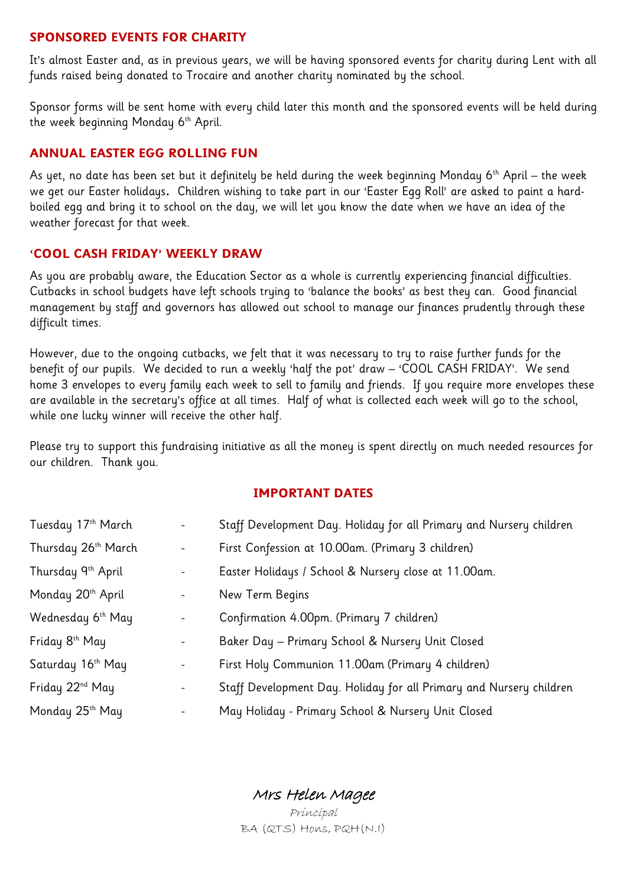## SPONSORED EVENTS FOR CHARITY

It's almost Easter and, as in previous years, we will be having sponsored events for charity during Lent with all funds raised being donated to Trocaire and another charity nominated by the school.

Sponsor forms will be sent home with every child later this month and the sponsored events will be held during the week beginning Monday 6th April.

## ANNUAL EASTER EGG ROLLING FUN

As yet, no date has been set but it definitely be held during the week beginning Monday 6th April – the week we get our Easter holidays**.** Children wishing to take part in our 'Easter Egg Roll' are asked to paint a hard-boiled egg and bring it to school on the day, we will let you know the date when we have an idea of the weather forecast for that week.

## 'COOL CASH FRIDAY' WEEKLY DRAW

As you are probably aware, the Education Sector as a whole is currently experiencing financial difficulties. Cutbacks in school budgets have left schools trying to 'balance the books' as best they can. Good financial management by staff and governors has allowed out school to manage our finances prudently through these difficult times.

However, due to the ongoing cutbacks, we felt that it was necessary to try to raise further funds for the benefit of our pupils. We decided to run a weekly 'half the pot' draw – 'COOL CASH FRIDAY'. We send home 3 envelopes to every family each week to sell to family and friends. If you require more envelopes these are available in the secretary's office at all times. Half of what is collected each week will go to the school, while one lucky winner will receive the other half.

Please try to support this fundraising initiative as all the money is spent directly on much needed resources for our children. Thank you.

## IMPORTANT DATES

| | | |
|---|---|---|
| Tuesday 17th March | - | Staff Development Day. Holiday for all Primary and Nursery children |
| Thursday 26th March | - | First Confession at 10.00am. (Primary 3 children) |
| Thursday 9th April | - | Easter Holidays / School & Nursery close at 11.00am. |
| Monday 20th April | - | New Term Begins |
| Wednesday 6th May | - | Confirmation 4.00pm. (Primary 7 children) |
| Friday 8th May | - | Baker Day – Primary School & Nursery Unit Closed |
| Saturday 16th May | - | First Holy Communion 11.00am (Primary 4 children) |
| Friday 22nd May | - | Staff Development Day. Holiday for all Primary and Nursery children |
| Monday 25th May | - | May Holiday - Primary School & Nursery Unit Closed |

*Mrs Helen Magee*

*Principal*

BA (QTS) Hons, PQH(N.I)